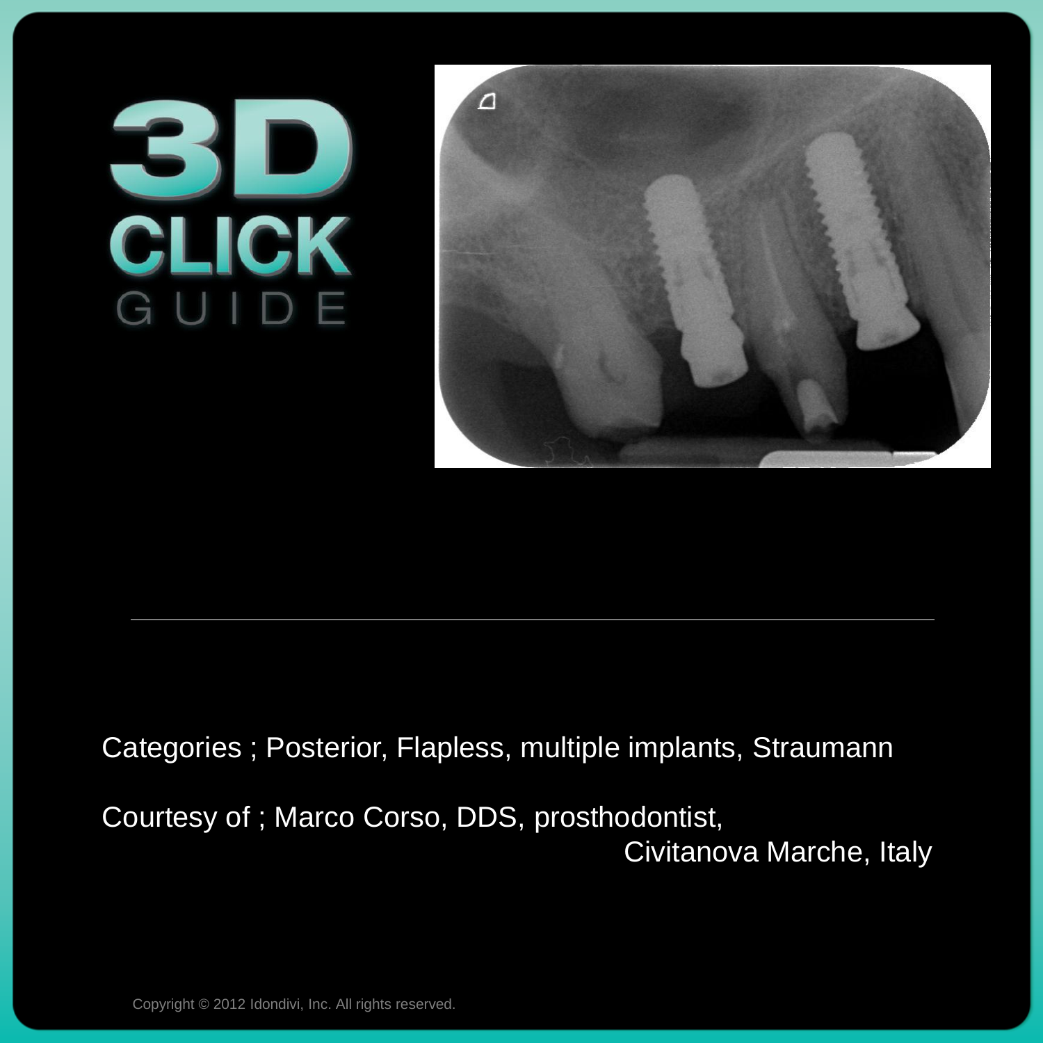# 3D CLICK GUIDE

Categories ; Posterior, Flapless, multiple implants, Straumann

Courtesy of ; Marco Corso, DDS, prosthodontist, Civitanova Marche, Italy

Copyright © 2012 Idondivi, Inc. All rights reserved.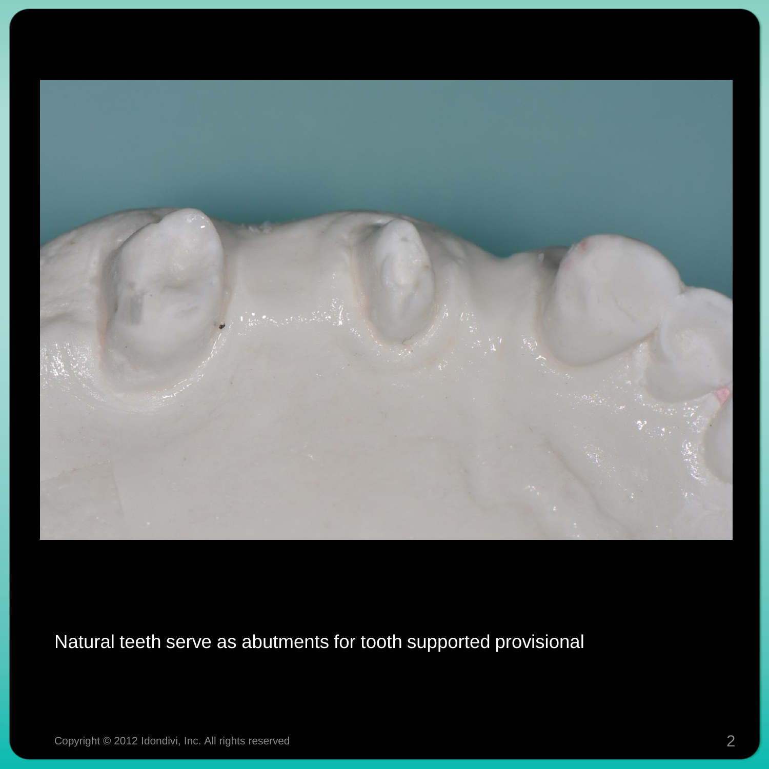Natural teeth serve as abutments for tooth supported provisional

Copyright © 2012 Idondivi, Inc. All rights reserved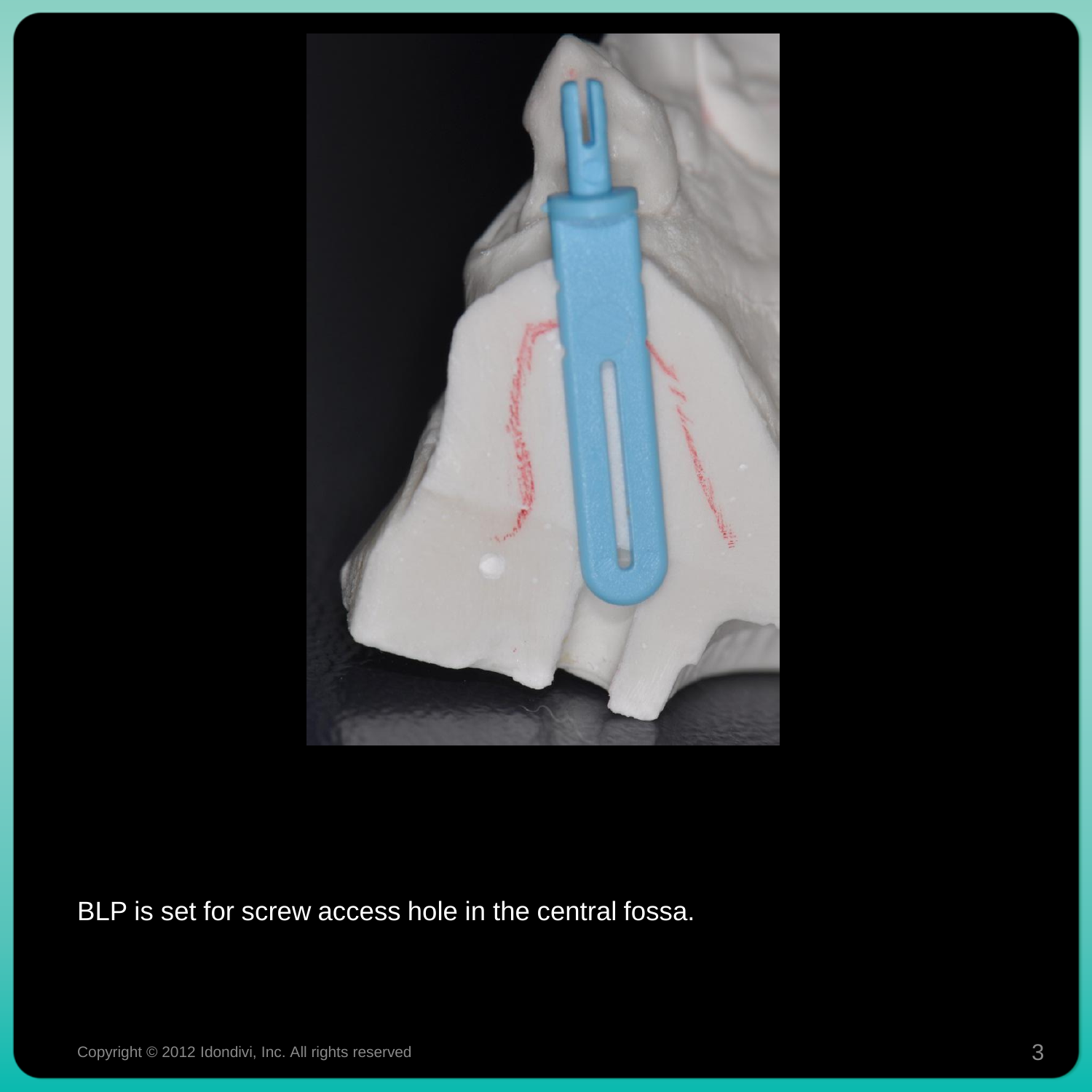BLP is set for screw access hole in the central fossa.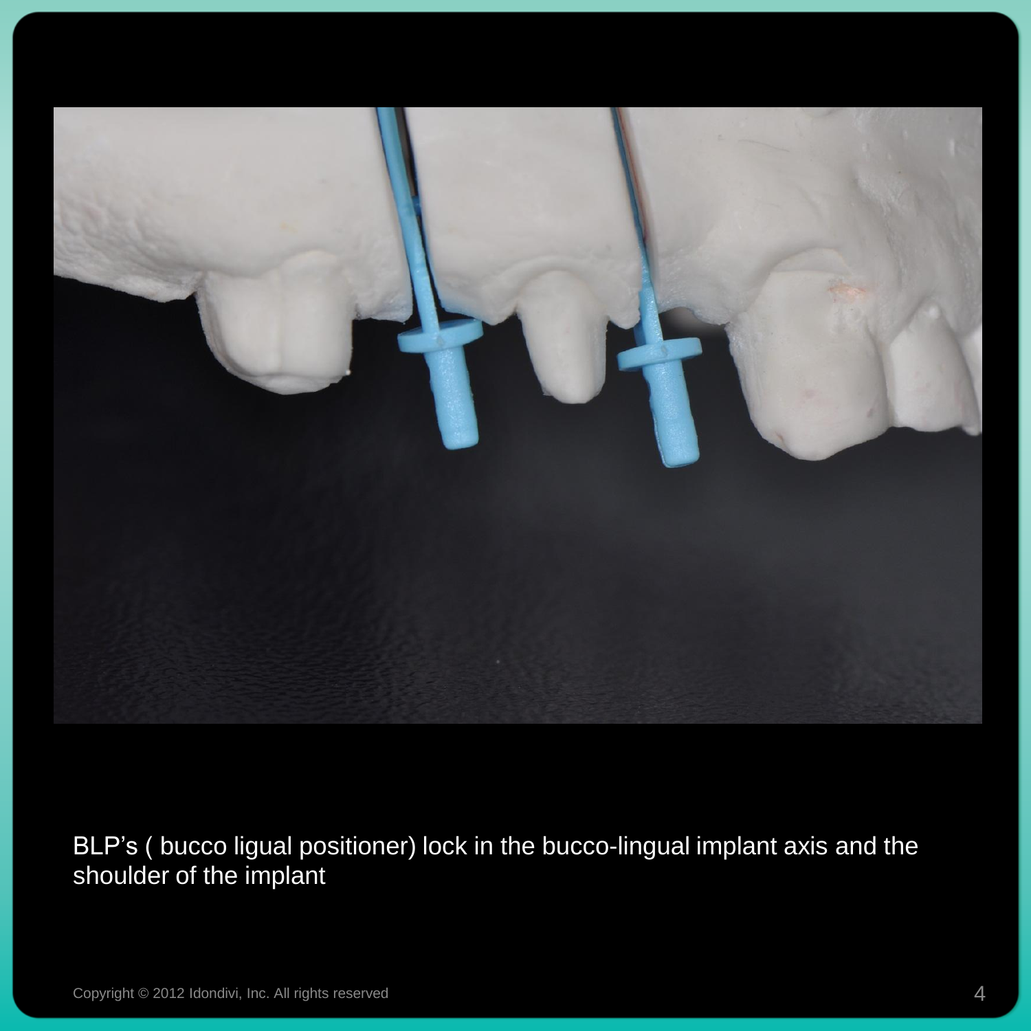BLP’s ( bucco ligual positioner) lock in the bucco-lingual implant axis and the shoulder of the implant

Copyright © 2012 Idondivi, Inc. All rights reserved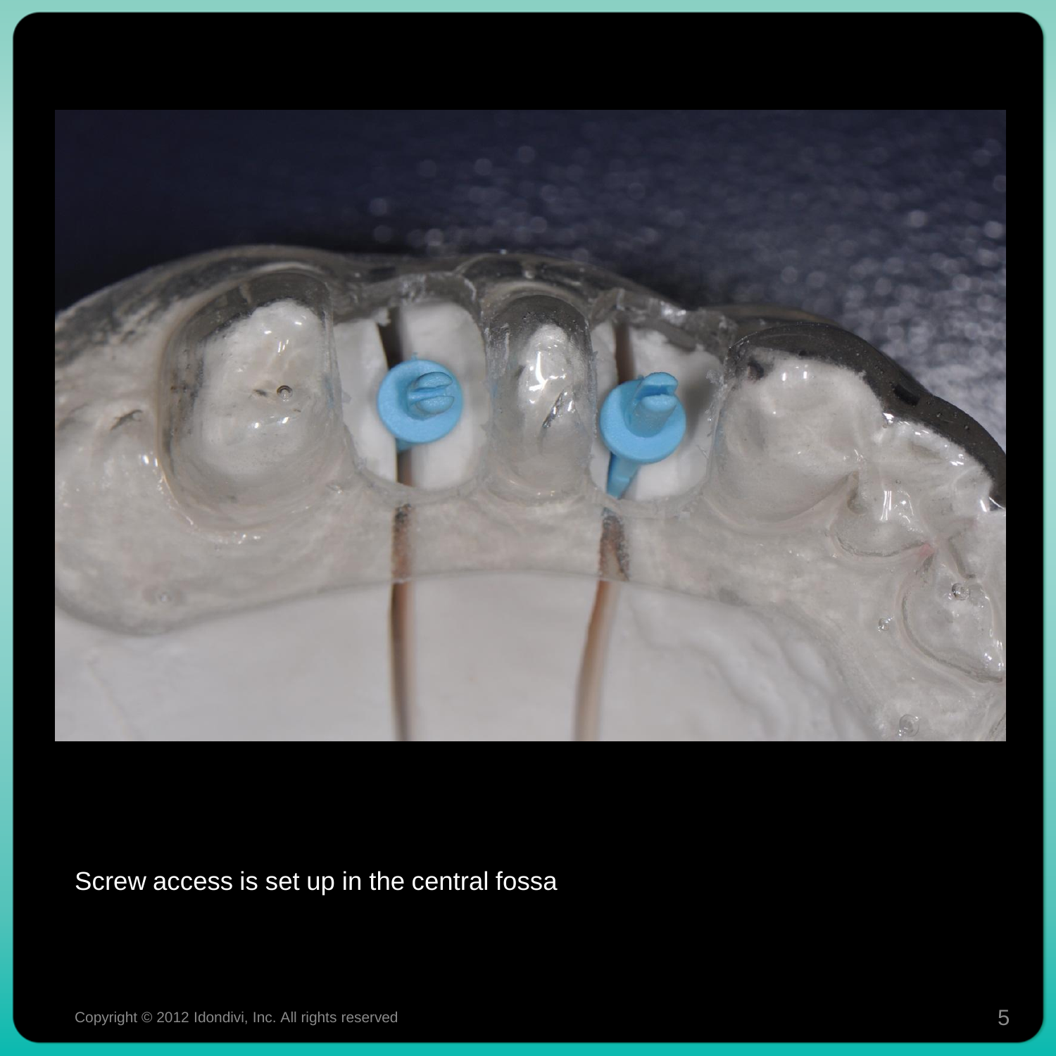Screw access is set up in the central fossa

Copyright © 2012 Idondivi, Inc. All rights reserved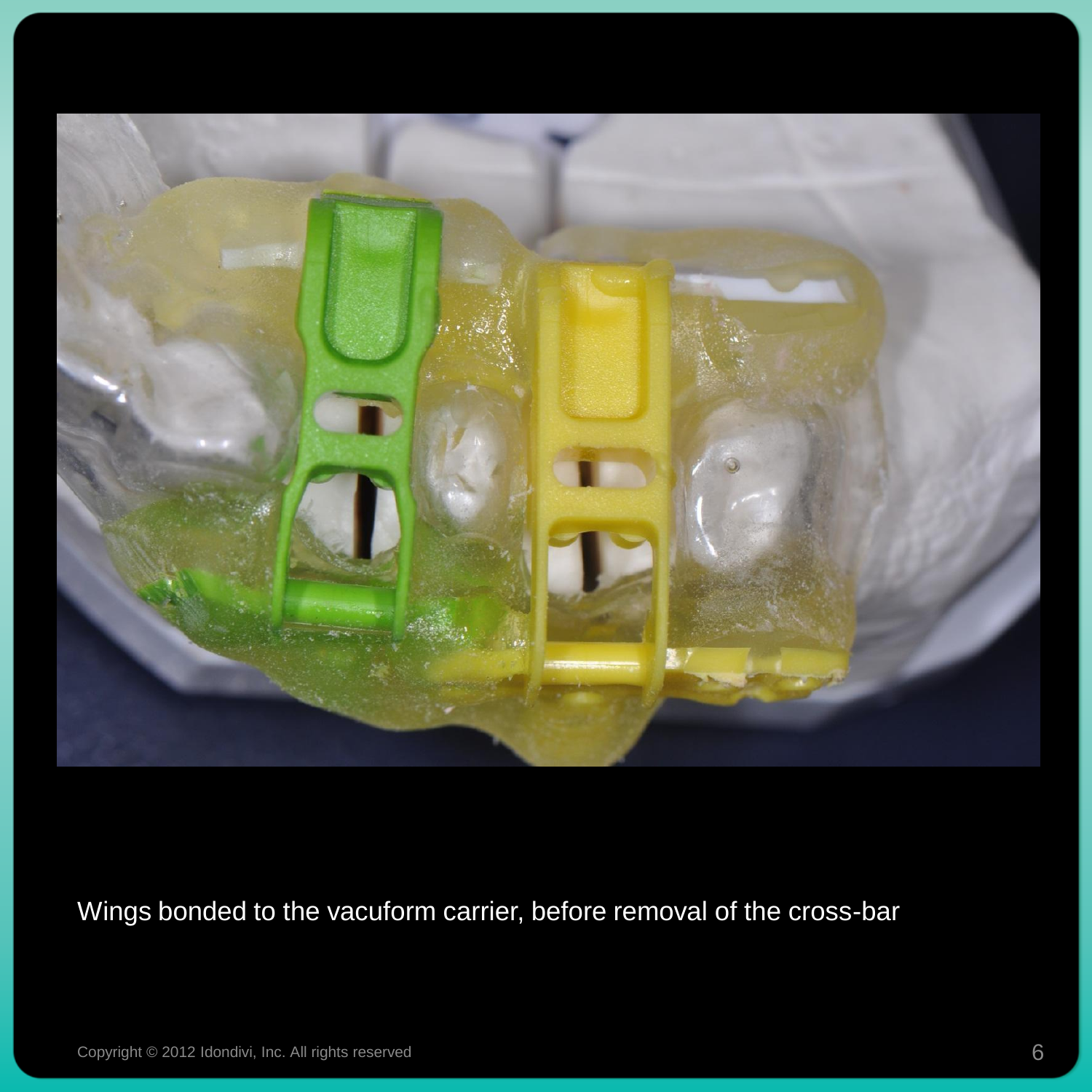Wings bonded to the vacuform carrier, before removal of the cross-bar

Copyright © 2012 Idondivi, Inc. All rights reserved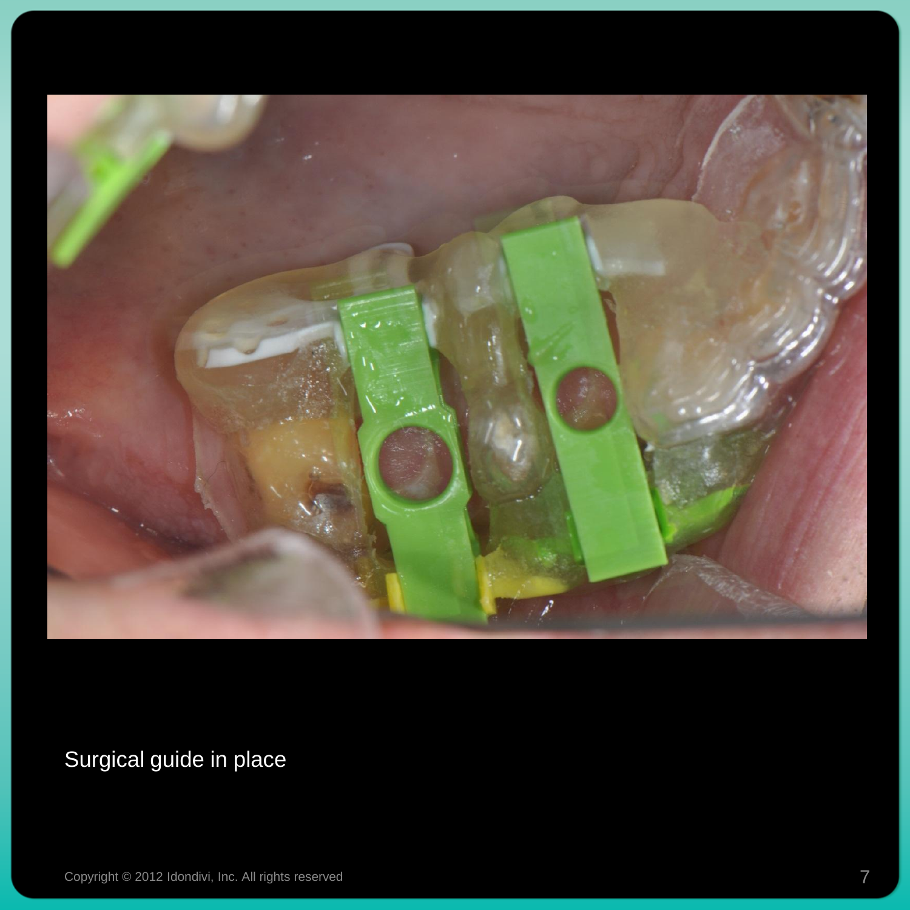Surgical guide in place

Copyright © 2012 Idondivi, Inc. All rights reserved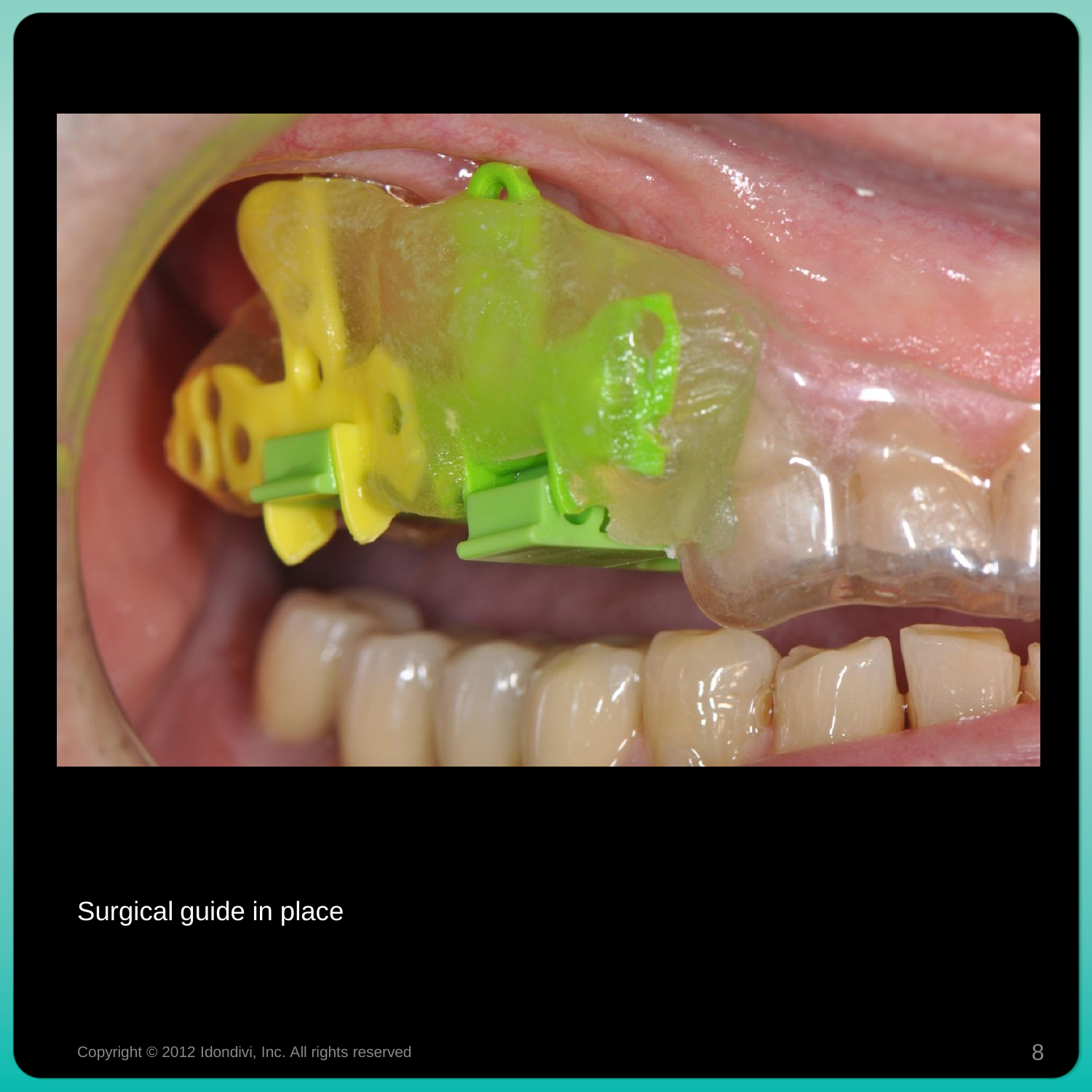Surgical guide in place

Copyright © 2012 Idondivi, Inc. All rights reserved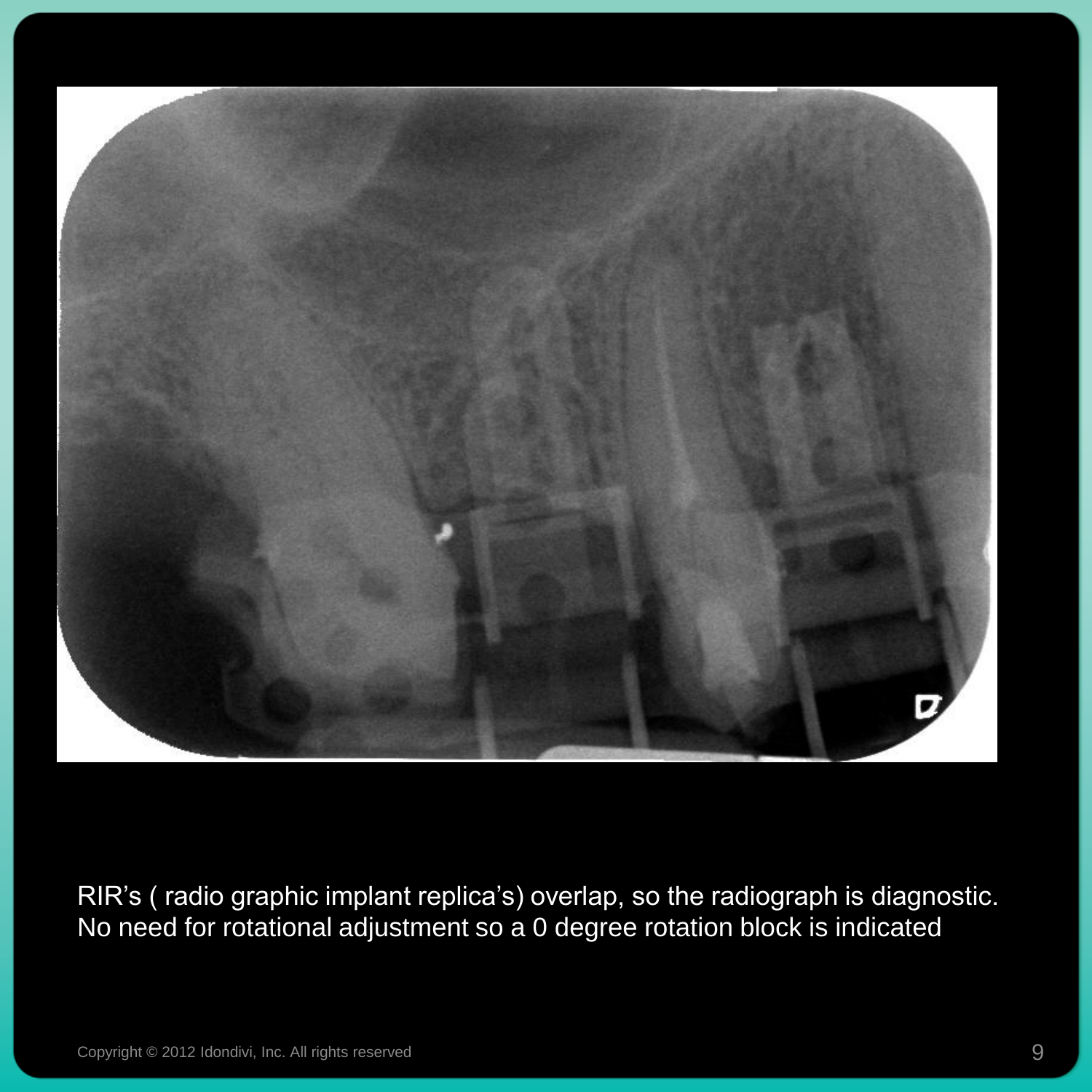RIR's ( radio graphic implant replica's) overlap, so the radiograph is diagnostic. No need for rotational adjustment so a 0 degree rotation block is indicated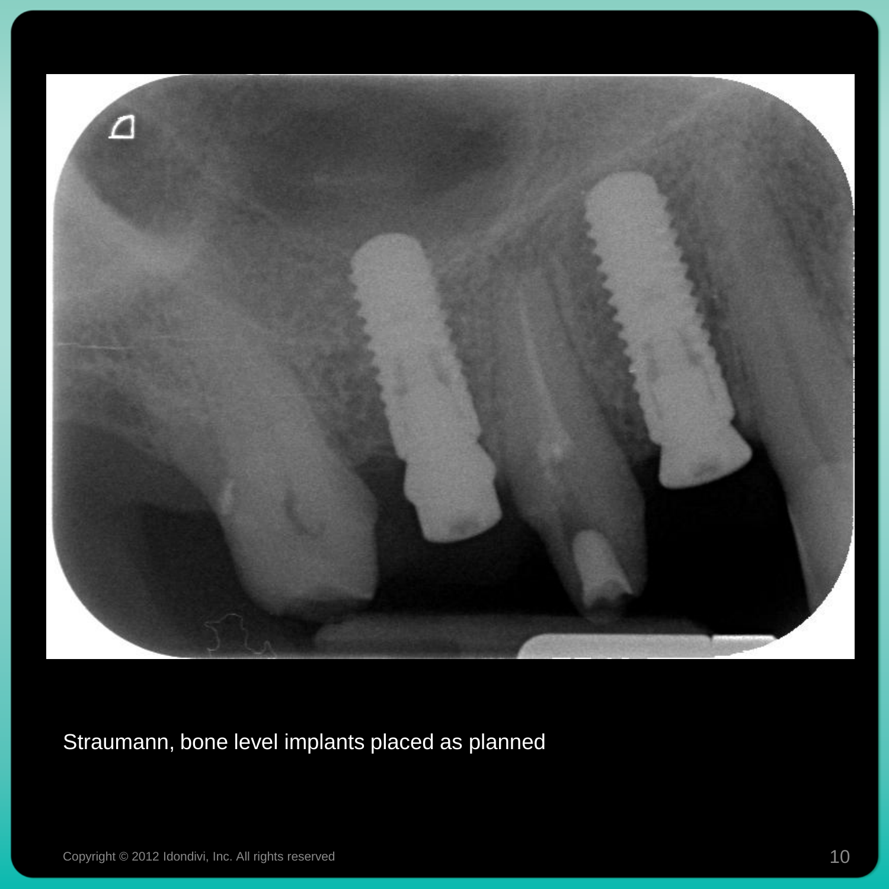Straumann, bone level implants placed as planned

Copyright © 2012 Idondivi, Inc. All rights reserved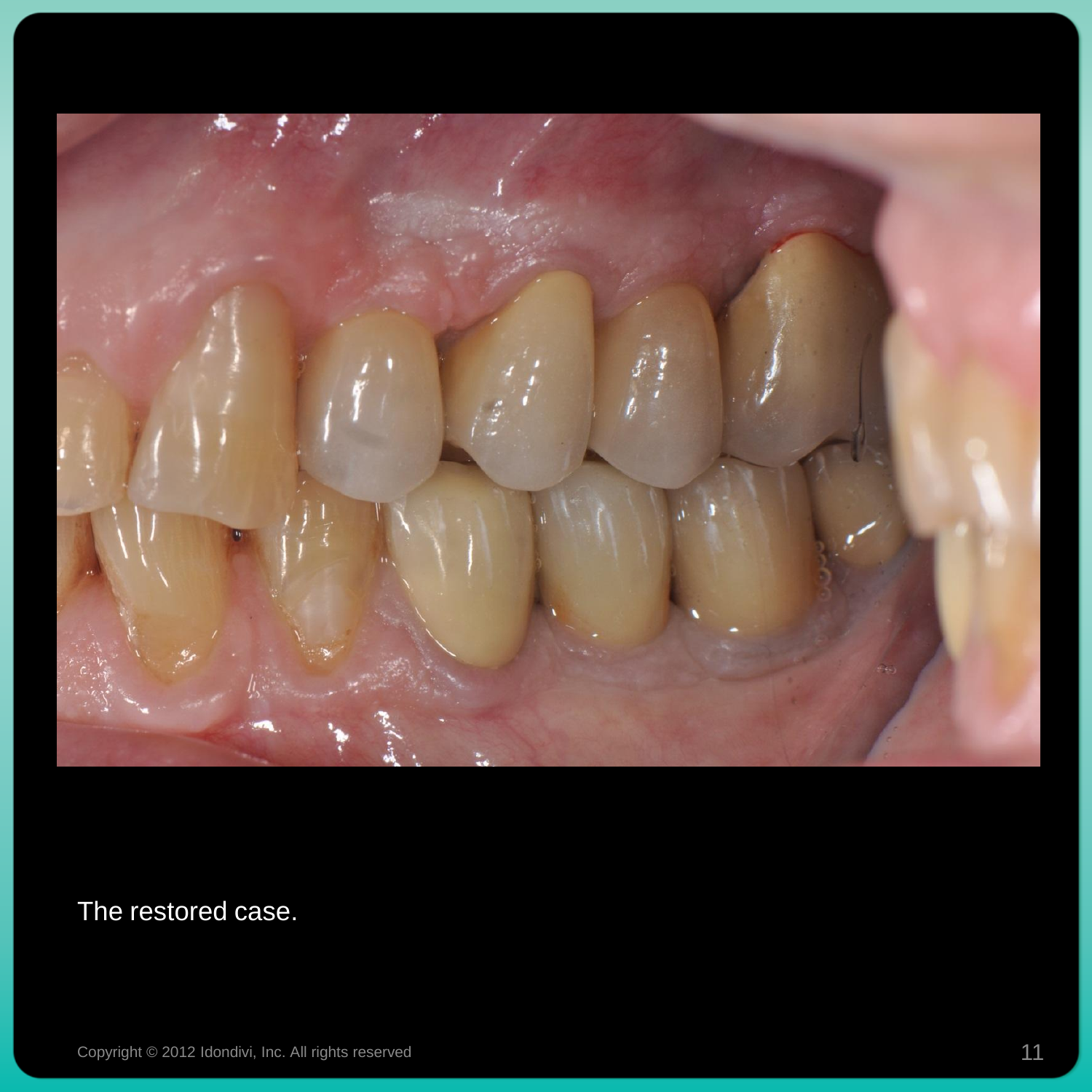The restored case.